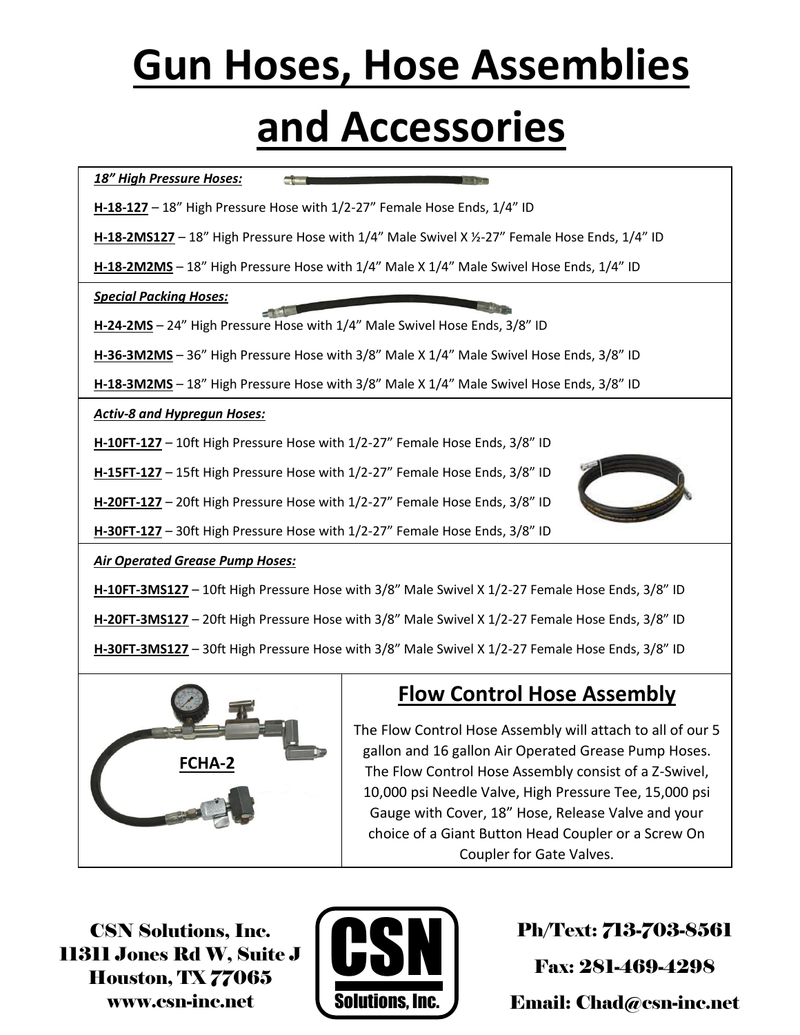# Gun Hoses, Hose Assemblies and Accessories

***18" High Pressure Hoses:***

**H-18-127** – 18" High Pressure Hose with 1/2-27" Female Hose Ends, 1/4" ID

**H-18-2MS127** – 18" High Pressure Hose with 1/4" Male Swivel X ½-27" Female Hose Ends, 1/4" ID

**H-18-2M2MS** – 18" High Pressure Hose with 1/4" Male X 1/4" Male Swivel Hose Ends, 1/4" ID

***Special Packing Hoses:***

**H-24-2MS** – 24" High Pressure Hose with 1/4" Male Swivel Hose Ends, 3/8" ID

**H-36-3M2MS** – 36" High Pressure Hose with 3/8" Male X 1/4" Male Swivel Hose Ends, 3/8" ID

**H-18-3M2MS** – 18" High Pressure Hose with 3/8" Male X 1/4" Male Swivel Hose Ends, 3/8" ID

***Activ-8 and Hypregun Hoses:***

**H-10FT-127** – 10ft High Pressure Hose with 1/2-27" Female Hose Ends, 3/8" ID

**H-15FT-127** – 15ft High Pressure Hose with 1/2-27" Female Hose Ends, 3/8" ID

**H-20FT-127** – 20ft High Pressure Hose with 1/2-27" Female Hose Ends, 3/8" ID

**H-30FT-127** – 30ft High Pressure Hose with 1/2-27" Female Hose Ends, 3/8" ID

***Air Operated Grease Pump Hoses:***

**H-10FT-3MS127** – 10ft High Pressure Hose with 3/8" Male Swivel X 1/2-27 Female Hose Ends, 3/8" ID

**H-20FT-3MS127** – 20ft High Pressure Hose with 3/8" Male Swivel X 1/2-27 Female Hose Ends, 3/8" ID

**H-30FT-3MS127** – 30ft High Pressure Hose with 3/8" Male Swivel X 1/2-27 Female Hose Ends, 3/8" ID

**FCHA-2**

## Flow Control Hose Assembly

The Flow Control Hose Assembly will attach to all of our 5 gallon and 16 gallon Air Operated Grease Pump Hoses. The Flow Control Hose Assembly consist of a Z-Swivel, 10,000 psi Needle Valve, High Pressure Tee, 15,000 psi Gauge with Cover, 18" Hose, Release Valve and your choice of a Giant Button Head Coupler or a Screw On Coupler for Gate Valves.

CSN Solutions, Inc.
11311 Jones Rd W, Suite J
Houston, TX 77065
www.csn-inc.net

CSN Solutions, Inc.

Ph/Text: 713-703-8561
Fax: 281-469-4298
Email: Chad@csn-inc.net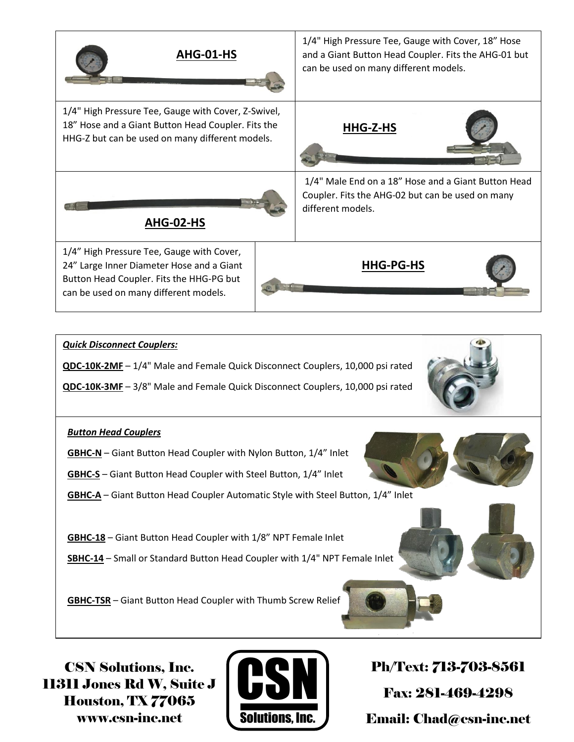| | |
|---|---|
| **AHG-01-HS** | 1/4" High Pressure Tee, Gauge with Cover, 18" Hose and a Giant Button Head Coupler. Fits the AHG-01 but can be used on many different models. |
| 1/4" High Pressure Tee, Gauge with Cover, Z-Swivel, 18" Hose and a Giant Button Head Coupler. Fits the HHG-Z but can be used on many different models. | **HHG-Z-HS** |
| **AHG-02-HS** | 1/4" Male End on a 18" Hose and a Giant Button Head Coupler. Fits the AHG-02 but can be used on many different models. |
| 1/4" High Pressure Tee, Gauge with Cover, 24" Large Inner Diameter Hose and a Giant Button Head Coupler. Fits the HHG-PG but can be used on many different models. | **HHG-PG-HS** |

***Quick Disconnect Couplers:***

**QDC-10K-2MF** – 1/4" Male and Female Quick Disconnect Couplers, 10,000 psi rated

**QDC-10K-3MF** – 3/8" Male and Female Quick Disconnect Couplers, 10,000 psi rated

***Button Head Couplers***

**GBHC-N** – Giant Button Head Coupler with Nylon Button, 1/4" Inlet

**GBHC-S** – Giant Button Head Coupler with Steel Button, 1/4" Inlet

**GBHC-A** – Giant Button Head Coupler Automatic Style with Steel Button, 1/4" Inlet

**GBHC-18** – Giant Button Head Coupler with 1/8" NPT Female Inlet

**SBHC-14** – Small or Standard Button Head Coupler with 1/4" NPT Female Inlet

**GBHC-TSR** – Giant Button Head Coupler with Thumb Screw Relief

CSN Solutions, Inc.
11311 Jones Rd W, Suite J
Houston, TX 77065
www.csn-inc.net

CSN Solutions, Inc.

Ph/Text: 713-703-8561

Fax: 281-469-4298

Email: Chad@csn-inc.net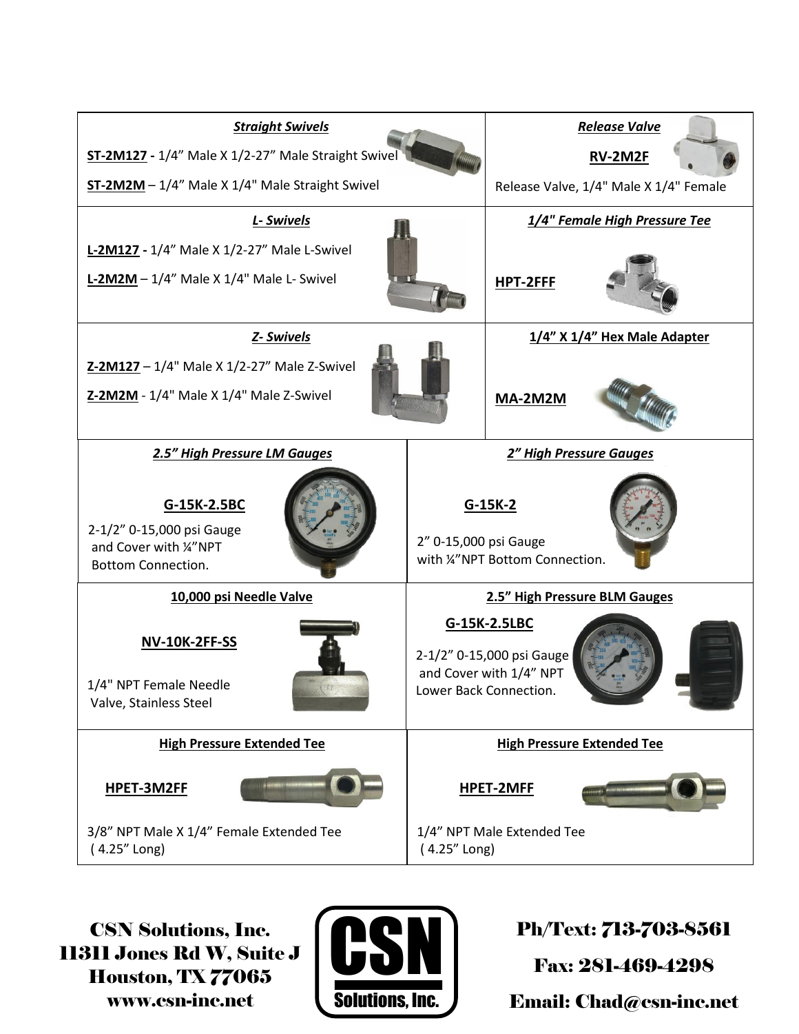### *Straight Swivels*

**ST-2M127 -** 1/4" Male X 1/2-27" Male Straight Swivel

**ST-2M2M** – 1/4" Male X 1/4" Male Straight Swivel

### *Release Valve*

**RV-2M2F**

Release Valve, 1/4" Male X 1/4" Female

### *L- Swivels*

**L-2M127 -** 1/4" Male X 1/2-27" Male L-Swivel

**L-2M2M** – 1/4" Male X 1/4" Male L- Swivel

### *1/4" Female High Pressure Tee*

**HPT-2FFF**

### *Z- Swivels*

**Z-2M127** – 1/4" Male X 1/2-27" Male Z-Swivel

**Z-2M2M** - 1/4" Male X 1/4" Male Z-Swivel

### 1/4" X 1/4" Hex Male Adapter

**MA-2M2M**

### *2.5" High Pressure LM Gauges*

**G-15K-2.5BC**

2-1/2" 0-15,000 psi Gauge and Cover with ¼"NPT Bottom Connection.

### *2" High Pressure Gauges*

**G-15K-2**

2" 0-15,000 psi Gauge with ¼"NPT Bottom Connection.

### 10,000 psi Needle Valve

**NV-10K-2FF-SS**

1/4" NPT Female Needle Valve, Stainless Steel

### 2.5" High Pressure BLM Gauges

**G-15K-2.5LBC**

2-1/2" 0-15,000 psi Gauge and Cover with 1/4" NPT Lower Back Connection.

### High Pressure Extended Tee

**HPET-3M2FF**

3/8" NPT Male X 1/4" Female Extended Tee ( 4.25" Long)

### High Pressure Extended Tee

**HPET-2MFF**

1/4" NPT Male Extended Tee ( 4.25" Long)

---

**CSN Solutions, Inc.**
**11311 Jones Rd W, Suite J**
**Houston, TX 77065**
**www.csn-inc.net**

**CSN Solutions, Inc.**

**Ph/Text: 713-703-8561**

**Fax: 281-469-4298**

**Email: Chad@csn-inc.net**